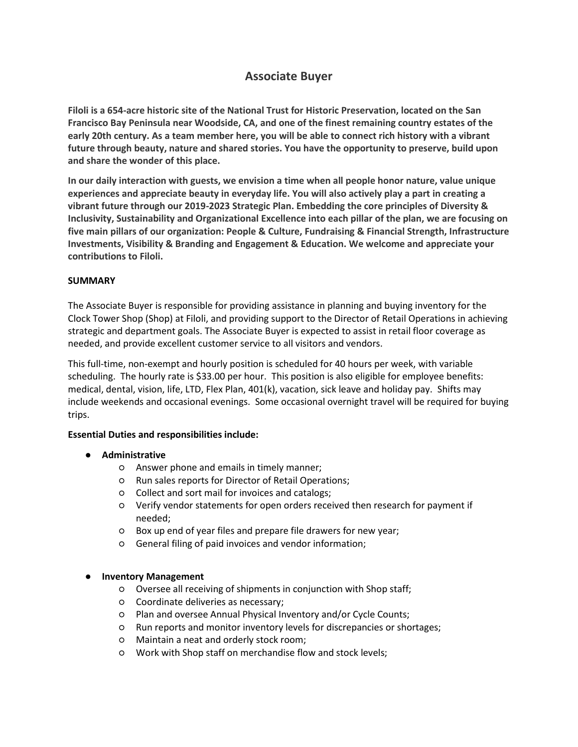# Associate Buyer

**Filoli is a 654-acre historic site of the National Trust for Historic Preservation, located on the San Francisco Bay Peninsula near Woodside, CA, and one of the finest remaining country estates of the early 20th century. As a team member here, you will be able to connect rich history with a vibrant future through beauty, nature and shared stories. You have the opportunity to preserve, build upon and share the wonder of this place.**

**In our daily interaction with guests, we envision a time when all people honor nature, value unique experiences and appreciate beauty in everyday life. You will also actively play a part in creating a vibrant future through our 2019-2023 Strategic Plan. Embedding the core principles of Diversity & Inclusivity, Sustainability and Organizational Excellence into each pillar of the plan, we are focusing on five main pillars of our organization: People & Culture, Fundraising & Financial Strength, Infrastructure Investments, Visibility & Branding and Engagement & Education. We welcome and appreciate your contributions to Filoli.**

**SUMMARY**

The Associate Buyer is responsible for providing assistance in planning and buying inventory for the Clock Tower Shop (Shop) at Filoli, and providing support to the Director of Retail Operations in achieving strategic and department goals. The Associate Buyer is expected to assist in retail floor coverage as needed, and provide excellent customer service to all visitors and vendors.

This full-time, non-exempt and hourly position is scheduled for 40 hours per week, with variable scheduling. The hourly rate is $33.00 per hour. This position is also eligible for employee benefits: medical, dental, vision, life, LTD, Flex Plan, 401(k), vacation, sick leave and holiday pay. Shifts may include weekends and occasional evenings. Some occasional overnight travel will be required for buying trips.

**Essential Duties and responsibilities include:**

- **Administrative**
  - Answer phone and emails in timely manner;
  - Run sales reports for Director of Retail Operations;
  - Collect and sort mail for invoices and catalogs;
  - Verify vendor statements for open orders received then research for payment if needed;
  - Box up end of year files and prepare file drawers for new year;
  - General filing of paid invoices and vendor information;

- **Inventory Management**
  - Oversee all receiving of shipments in conjunction with Shop staff;
  - Coordinate deliveries as necessary;
  - Plan and oversee Annual Physical Inventory and/or Cycle Counts;
  - Run reports and monitor inventory levels for discrepancies or shortages;
  - Maintain a neat and orderly stock room;
  - Work with Shop staff on merchandise flow and stock levels;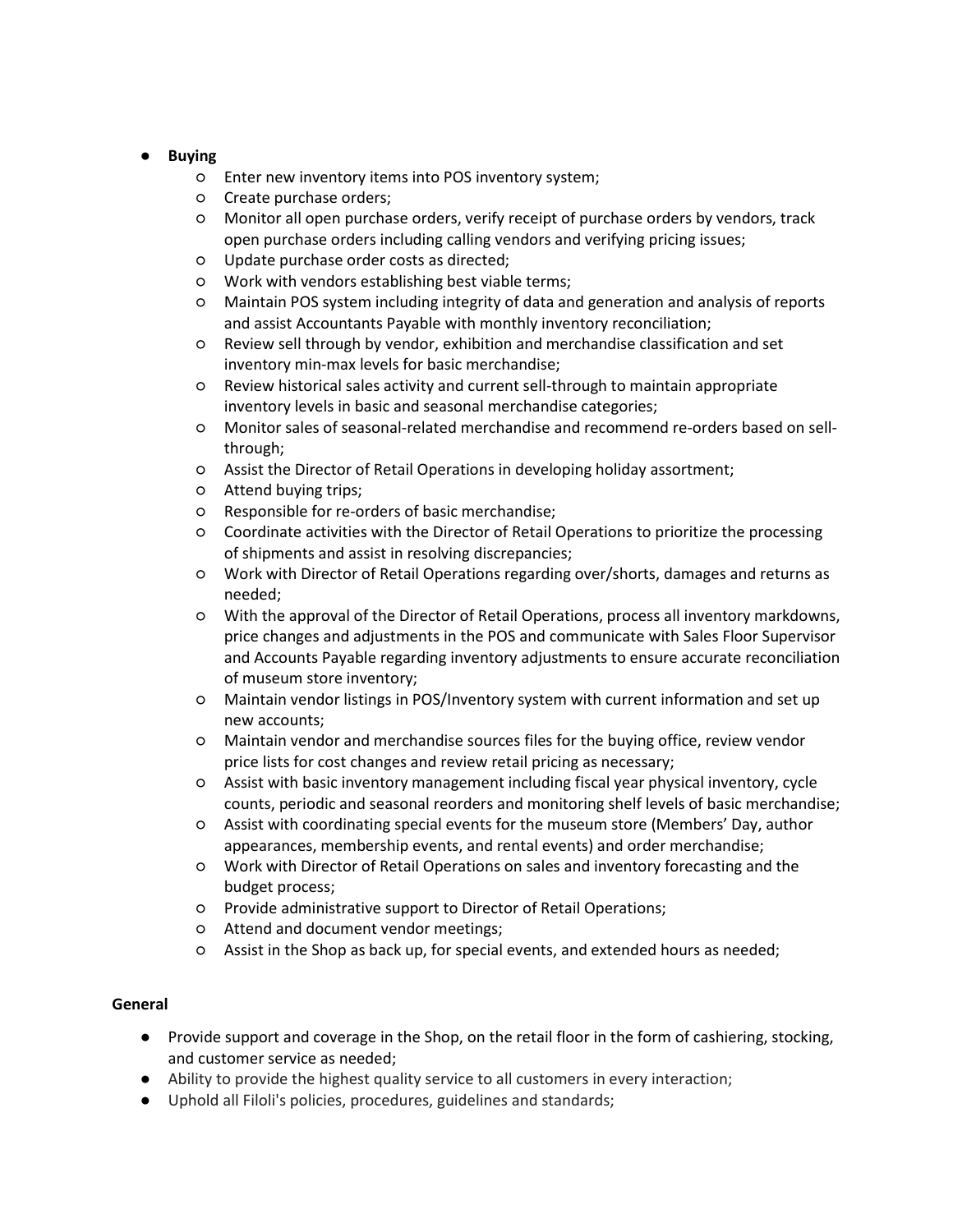- **Buying**
    - Enter new inventory items into POS inventory system;
    - Create purchase orders;
    - Monitor all open purchase orders, verify receipt of purchase orders by vendors, track open purchase orders including calling vendors and verifying pricing issues;
    - Update purchase order costs as directed;
    - Work with vendors establishing best viable terms;
    - Maintain POS system including integrity of data and generation and analysis of reports and assist Accountants Payable with monthly inventory reconciliation;
    - Review sell through by vendor, exhibition and merchandise classification and set inventory min-max levels for basic merchandise;
    - Review historical sales activity and current sell-through to maintain appropriate inventory levels in basic and seasonal merchandise categories;
    - Monitor sales of seasonal-related merchandise and recommend re-orders based on sell-through;
    - Assist the Director of Retail Operations in developing holiday assortment;
    - Attend buying trips;
    - Responsible for re-orders of basic merchandise;
    - Coordinate activities with the Director of Retail Operations to prioritize the processing of shipments and assist in resolving discrepancies;
    - Work with Director of Retail Operations regarding over/shorts, damages and returns as needed;
    - With the approval of the Director of Retail Operations, process all inventory markdowns, price changes and adjustments in the POS and communicate with Sales Floor Supervisor and Accounts Payable regarding inventory adjustments to ensure accurate reconciliation of museum store inventory;
    - Maintain vendor listings in POS/Inventory system with current information and set up new accounts;
    - Maintain vendor and merchandise sources files for the buying office, review vendor price lists for cost changes and review retail pricing as necessary;
    - Assist with basic inventory management including fiscal year physical inventory, cycle counts, periodic and seasonal reorders and monitoring shelf levels of basic merchandise;
    - Assist with coordinating special events for the museum store (Members' Day, author appearances, membership events, and rental events) and order merchandise;
    - Work with Director of Retail Operations on sales and inventory forecasting and the budget process;
    - Provide administrative support to Director of Retail Operations;
    - Attend and document vendor meetings;
    - Assist in the Shop as back up, for special events, and extended hours as needed;

**General**

- Provide support and coverage in the Shop, on the retail floor in the form of cashiering, stocking, and customer service as needed;
- Ability to provide the highest quality service to all customers in every interaction;
- Uphold all Filoli's policies, procedures, guidelines and standards;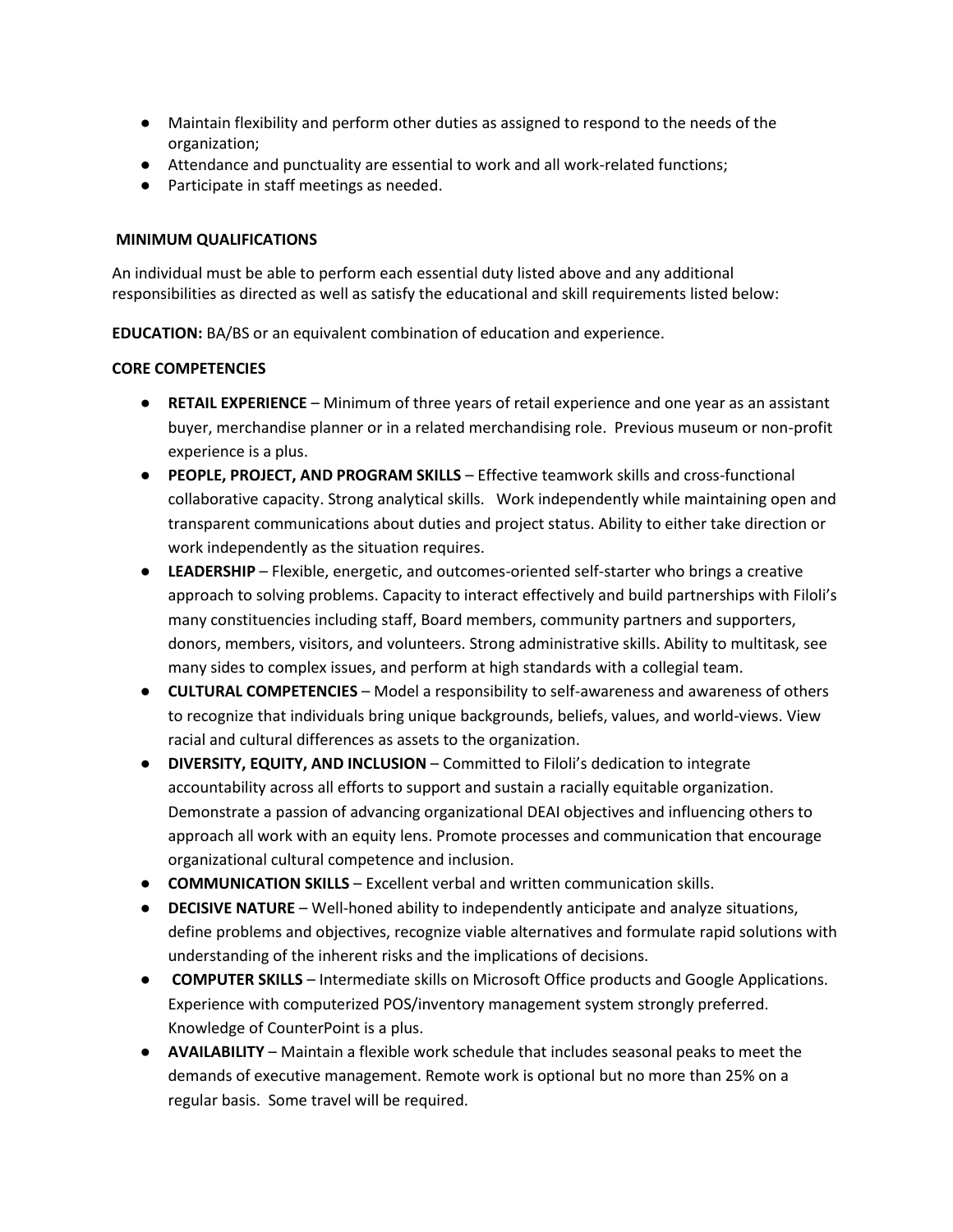- Maintain flexibility and perform other duties as assigned to respond to the needs of the organization;
- Attendance and punctuality are essential to work and all work-related functions;
- Participate in staff meetings as needed.

**MINIMUM QUALIFICATIONS**

An individual must be able to perform each essential duty listed above and any additional responsibilities as directed as well as satisfy the educational and skill requirements listed below:

**EDUCATION:** BA/BS or an equivalent combination of education and experience.

**CORE COMPETENCIES**

- **RETAIL EXPERIENCE** – Minimum of three years of retail experience and one year as an assistant buyer, merchandise planner or in a related merchandising role. Previous museum or non-profit experience is a plus.
- **PEOPLE, PROJECT, AND PROGRAM SKILLS** – Effective teamwork skills and cross-functional collaborative capacity. Strong analytical skills. Work independently while maintaining open and transparent communications about duties and project status. Ability to either take direction or work independently as the situation requires.
- **LEADERSHIP** – Flexible, energetic, and outcomes-oriented self-starter who brings a creative approach to solving problems. Capacity to interact effectively and build partnerships with Filoli's many constituencies including staff, Board members, community partners and supporters, donors, members, visitors, and volunteers. Strong administrative skills. Ability to multitask, see many sides to complex issues, and perform at high standards with a collegial team.
- **CULTURAL COMPETENCIES** – Model a responsibility to self-awareness and awareness of others to recognize that individuals bring unique backgrounds, beliefs, values, and world-views. View racial and cultural differences as assets to the organization.
- **DIVERSITY, EQUITY, AND INCLUSION** – Committed to Filoli's dedication to integrate accountability across all efforts to support and sustain a racially equitable organization. Demonstrate a passion of advancing organizational DEAI objectives and influencing others to approach all work with an equity lens. Promote processes and communication that encourage organizational cultural competence and inclusion.
- **COMMUNICATION SKILLS** – Excellent verbal and written communication skills.
- **DECISIVE NATURE** – Well-honed ability to independently anticipate and analyze situations, define problems and objectives, recognize viable alternatives and formulate rapid solutions with understanding of the inherent risks and the implications of decisions.
- **COMPUTER SKILLS** – Intermediate skills on Microsoft Office products and Google Applications. Experience with computerized POS/inventory management system strongly preferred. Knowledge of CounterPoint is a plus.
- **AVAILABILITY** – Maintain a flexible work schedule that includes seasonal peaks to meet the demands of executive management. Remote work is optional but no more than 25% on a regular basis. Some travel will be required.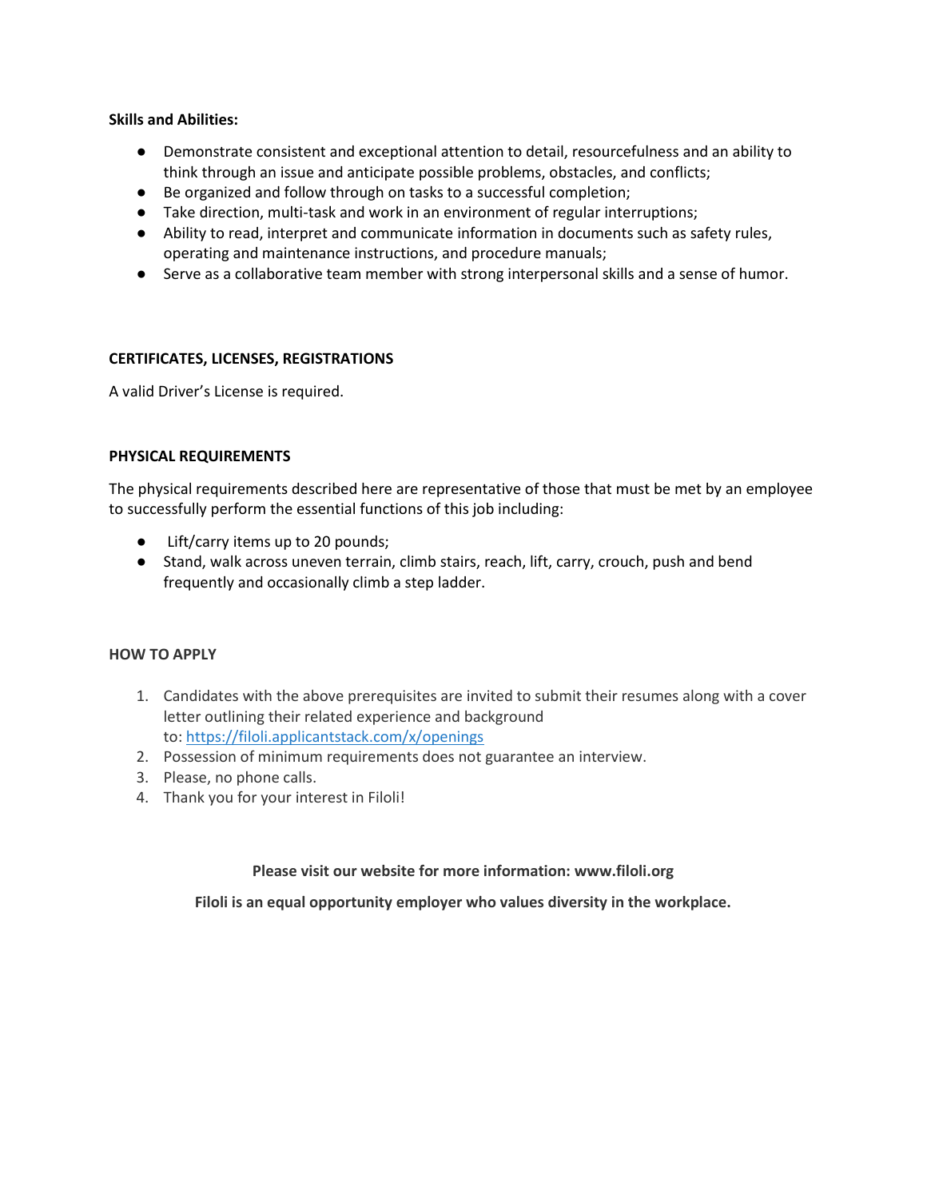**Skills and Abilities:**

- Demonstrate consistent and exceptional attention to detail, resourcefulness and an ability to think through an issue and anticipate possible problems, obstacles, and conflicts;
- Be organized and follow through on tasks to a successful completion;
- Take direction, multi-task and work in an environment of regular interruptions;
- Ability to read, interpret and communicate information in documents such as safety rules, operating and maintenance instructions, and procedure manuals;
- Serve as a collaborative team member with strong interpersonal skills and a sense of humor.

**CERTIFICATES, LICENSES, REGISTRATIONS**

A valid Driver's License is required.

**PHYSICAL REQUIREMENTS**

The physical requirements described here are representative of those that must be met by an employee to successfully perform the essential functions of this job including:

- Lift/carry items up to 20 pounds;
- Stand, walk across uneven terrain, climb stairs, reach, lift, carry, crouch, push and bend frequently and occasionally climb a step ladder.

**HOW TO APPLY**

1. Candidates with the above prerequisites are invited to submit their resumes along with a cover letter outlining their related experience and background to: [https://filoli.applicantstack.com/x/openings](https://filoli.applicantstack.com/x/openings)
2. Possession of minimum requirements does not guarantee an interview.
3. Please, no phone calls.
4. Thank you for your interest in Filoli!

**Please visit our website for more information: www.filoli.org**

**Filoli is an equal opportunity employer who values diversity in the workplace.**